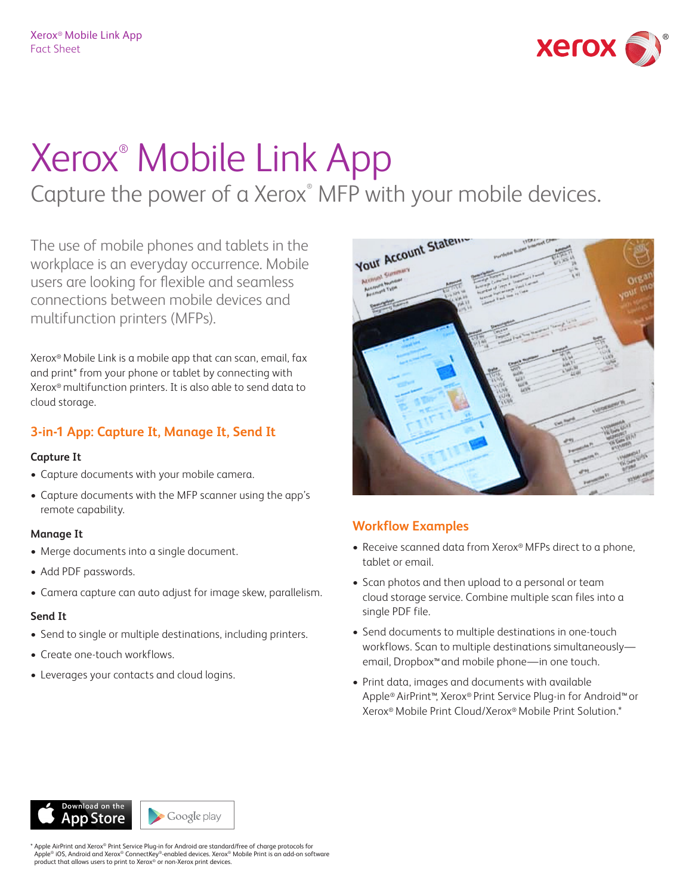# Xerox® Mobile Link App

## Capture the power of a Xerox® MFP with your mobile devices.

The use of mobile phones and tablets in the workplace is an everyday occurrence. Mobile users are looking for flexible and seamless connections between mobile devices and multifunction printers (MFPs).

Xerox® Mobile Link is a mobile app that can scan, email, fax and print* from your phone or tablet by connecting with Xerox® multifunction printers. It is also able to send data to cloud storage.

### 3-in-1 App: Capture It, Manage It, Send It

**Capture It**

- Capture documents with your mobile camera.
- Capture documents with the MFP scanner using the app's remote capability.

**Manage It**

- Merge documents into a single document.
- Add PDF passwords.
- Camera capture can auto adjust for image skew, parallelism.

**Send It**

- Send to single or multiple destinations, including printers.
- Create one-touch workflows.
- Leverages your contacts and cloud logins.

### Workflow Examples

- Receive scanned data from Xerox® MFPs direct to a phone, tablet or email.
- Scan photos and then upload to a personal or team cloud storage service. Combine multiple scan files into a single PDF file.
- Send documents to multiple destinations in one-touch workflows. Scan to multiple destinations simultaneously—email, Dropbox™ and mobile phone—in one touch.
- Print data, images and documents with available Apple® AirPrint™, Xerox® Print Service Plug-in for Android™ or Xerox® Mobile Print Cloud/Xerox® Mobile Print Solution.*

Download on the App Store | Google play

\* Apple AirPrint and Xerox® Print Service Plug-in for Android are standard/free of charge protocols for Apple® iOS, Android and Xerox® ConnectKey®-enabled devices. Xerox® Mobile Print is an add-on software product that allows users to print to Xerox® or non-Xerox print devices.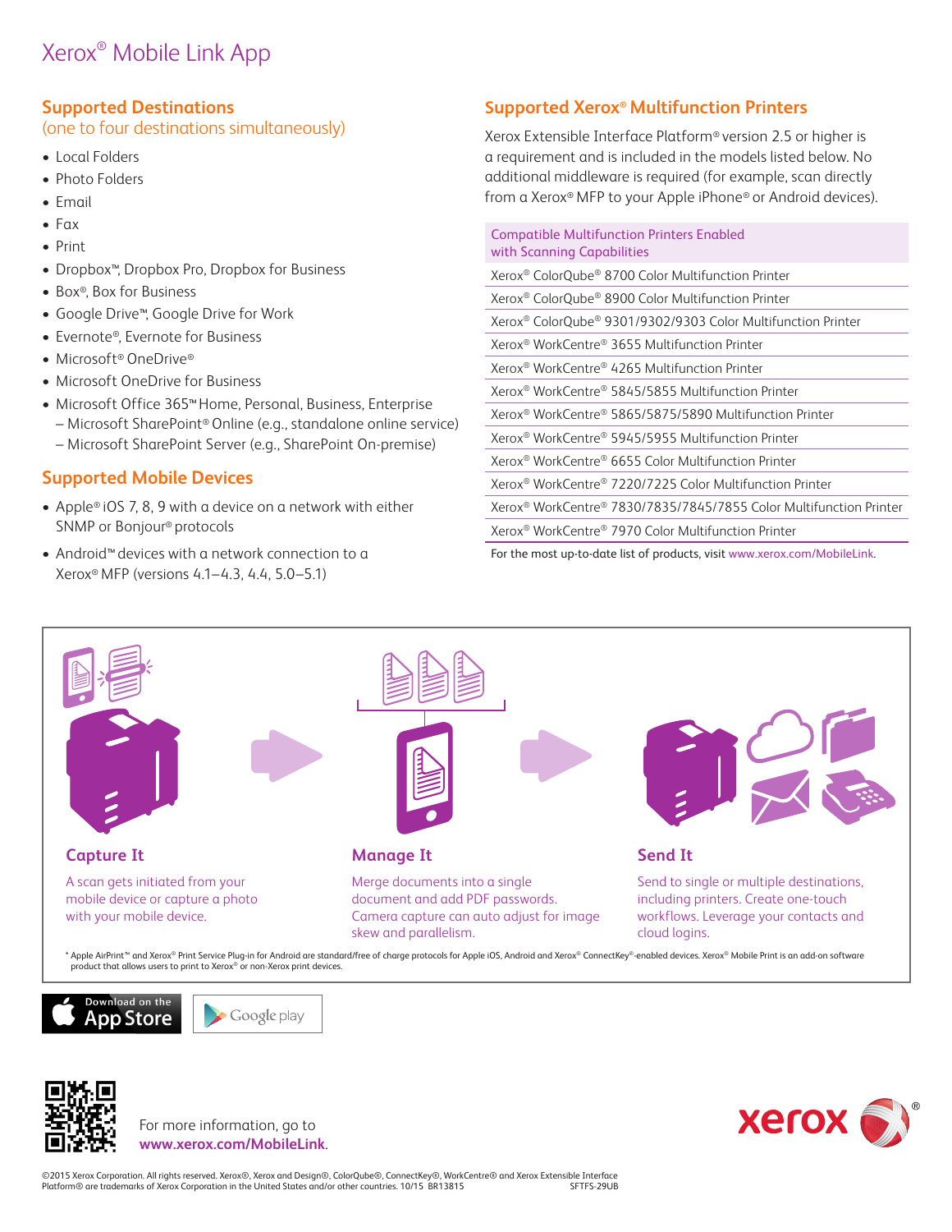# Xerox® Mobile Link App

## Supported Destinations

(one to four destinations simultaneously)

- Local Folders
- Photo Folders
- Email
- Fax
- Print
- Dropbox™, Dropbox Pro, Dropbox for Business
- Box®, Box for Business
- Google Drive™, Google Drive for Work
- Evernote®, Evernote for Business
- Microsoft® OneDrive®
- Microsoft OneDrive for Business
- Microsoft Office 365™ Home, Personal, Business, Enterprise
  - Microsoft SharePoint® Online (e.g., standalone online service)
  - Microsoft SharePoint Server (e.g., SharePoint On-premise)

## Supported Mobile Devices

- Apple® iOS 7, 8, 9 with a device on a network with either SNMP or Bonjour® protocols
- Android™ devices with a network connection to a Xerox® MFP (versions 4.1–4.3, 4.4, 5.0–5.1)

## Supported Xerox® Multifunction Printers

Xerox Extensible Interface Platform® version 2.5 or higher is a requirement and is included in the models listed below. No additional middleware is required (for example, scan directly from a Xerox® MFP to your Apple iPhone® or Android devices).

| Compatible Multifunction Printers Enabled with Scanning Capabilities |
|---|
| Xerox® ColorQube® 8700 Color Multifunction Printer |
| Xerox® ColorQube® 8900 Color Multifunction Printer |
| Xerox® ColorQube® 9301/9302/9303 Color Multifunction Printer |
| Xerox® WorkCentre® 3655 Multifunction Printer |
| Xerox® WorkCentre® 4265 Multifunction Printer |
| Xerox® WorkCentre® 5845/5855 Multifunction Printer |
| Xerox® WorkCentre® 5865/5875/5890 Multifunction Printer |
| Xerox® WorkCentre® 5945/5955 Multifunction Printer |
| Xerox® WorkCentre® 6655 Color Multifunction Printer |
| Xerox® WorkCentre® 7220/7225 Color Multifunction Printer |
| Xerox® WorkCentre® 7830/7835/7845/7855 Color Multifunction Printer |
| Xerox® WorkCentre® 7970 Color Multifunction Printer |

For the most up-to-date list of products, visit www.xerox.com/MobileLink.

### Capture It

A scan gets initiated from your mobile device or capture a photo with your mobile device.

### Manage It

Merge documents into a single document and add PDF passwords. Camera capture can auto adjust for image skew and parallelism.

### Send It

Send to single or multiple destinations, including printers. Create one-touch workflows. Leverage your contacts and cloud logins.

* Apple AirPrint™ and Xerox® Print Service Plug-in for Android are standard/free of charge protocols for Apple iOS, Android and Xerox® ConnectKey®-enabled devices. Xerox® Mobile Print is an add-on software product that allows users to print to Xerox® or non-Xerox print devices.

Download on the App Store

Google play

For more information, go to **www.xerox.com/MobileLink**.

xerox®

©2015 Xerox Corporation. All rights reserved. Xerox®, Xerox and Design®, ColorQube®, ConnectKey®, WorkCentre® and Xerox Extensible Interface Platform® are trademarks of Xerox Corporation in the United States and/or other countries. 10/15 BR13815 SFTFS-29UB